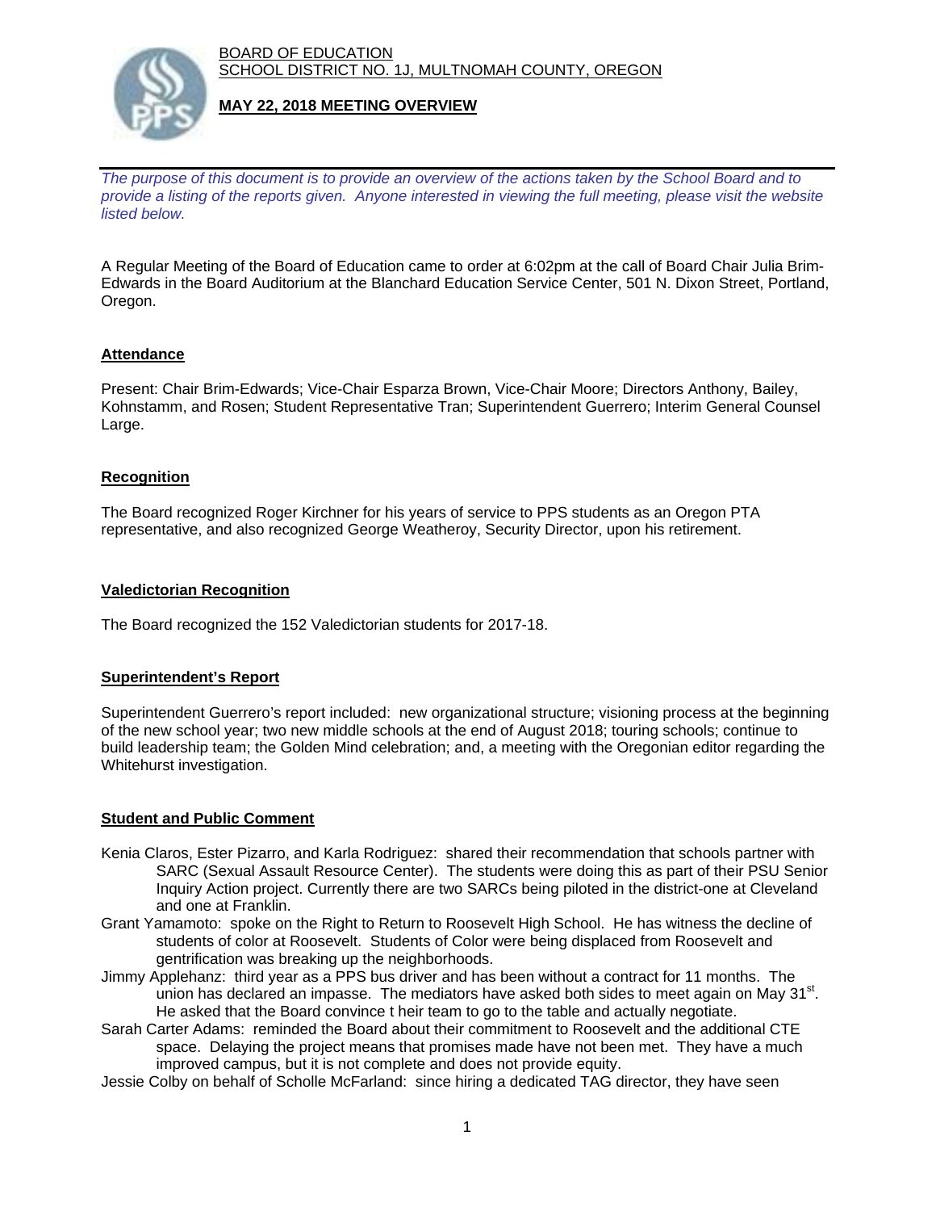BOARD OF EDUCATION
SCHOOL DISTRICT NO. 1J, MULTNOMAH COUNTY, OREGON

# MAY 22, 2018 MEETING OVERVIEW

*The purpose of this document is to provide an overview of the actions taken by the School Board and to provide a listing of the reports given. Anyone interested in viewing the full meeting, please visit the website listed below.*

A Regular Meeting of the Board of Education came to order at 6:02pm at the call of Board Chair Julia Brim-Edwards in the Board Auditorium at the Blanchard Education Service Center, 501 N. Dixon Street, Portland, Oregon.

## Attendance

Present: Chair Brim-Edwards; Vice-Chair Esparza Brown, Vice-Chair Moore; Directors Anthony, Bailey, Kohnstamm, and Rosen; Student Representative Tran; Superintendent Guerrero; Interim General Counsel Large.

## Recognition

The Board recognized Roger Kirchner for his years of service to PPS students as an Oregon PTA representative, and also recognized George Weatheroy, Security Director, upon his retirement.

## Valedictorian Recognition

The Board recognized the 152 Valedictorian students for 2017-18.

## Superintendent's Report

Superintendent Guerrero's report included: new organizational structure; visioning process at the beginning of the new school year; two new middle schools at the end of August 2018; touring schools; continue to build leadership team; the Golden Mind celebration; and, a meeting with the Oregonian editor regarding the Whitehurst investigation.

## Student and Public Comment

Kenia Claros, Ester Pizarro, and Karla Rodriguez: shared their recommendation that schools partner with SARC (Sexual Assault Resource Center). The students were doing this as part of their PSU Senior Inquiry Action project. Currently there are two SARCs being piloted in the district-one at Cleveland and one at Franklin.

Grant Yamamoto: spoke on the Right to Return to Roosevelt High School. He has witness the decline of students of color at Roosevelt. Students of Color were being displaced from Roosevelt and gentrification was breaking up the neighborhoods.

Jimmy Applehanz: third year as a PPS bus driver and has been without a contract for 11 months. The union has declared an impasse. The mediators have asked both sides to meet again on May 31st. He asked that the Board convince t heir team to go to the table and actually negotiate.

Sarah Carter Adams: reminded the Board about their commitment to Roosevelt and the additional CTE space. Delaying the project means that promises made have not been met. They have a much improved campus, but it is not complete and does not provide equity.

Jessie Colby on behalf of Scholle McFarland: since hiring a dedicated TAG director, they have seen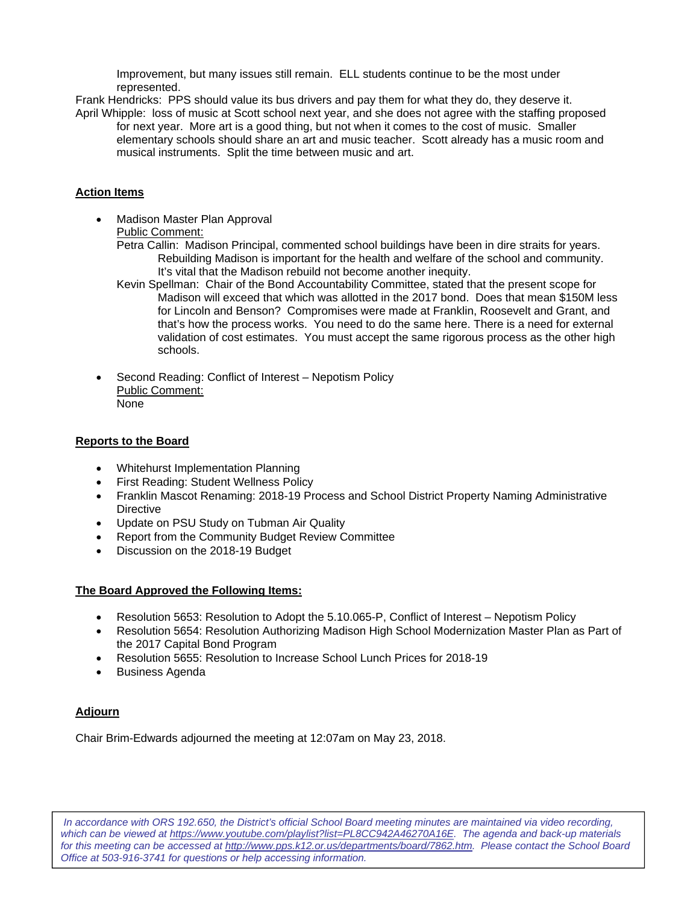Improvement, but many issues still remain. ELL students continue to be the most under represented.

Frank Hendricks: PPS should value its bus drivers and pay them for what they do, they deserve it.

April Whipple: loss of music at Scott school next year, and she does not agree with the staffing proposed for next year. More art is a good thing, but not when it comes to the cost of music. Smaller elementary schools should share an art and music teacher. Scott already has a music room and musical instruments. Split the time between music and art.

**Action Items**

- Madison Master Plan Approval
  Public Comment:
  Petra Callin: Madison Principal, commented school buildings have been in dire straits for years. Rebuilding Madison is important for the health and welfare of the school and community. It's vital that the Madison rebuild not become another inequity.
  Kevin Spellman: Chair of the Bond Accountability Committee, stated that the present scope for Madison will exceed that which was allotted in the 2017 bond. Does that mean $150M less for Lincoln and Benson? Compromises were made at Franklin, Roosevelt and Grant, and that's how the process works. You need to do the same here. There is a need for external validation of cost estimates. You must accept the same rigorous process as the other high schools.

- Second Reading: Conflict of Interest – Nepotism Policy
  Public Comment:
  None

**Reports to the Board**

- Whitehurst Implementation Planning
- First Reading: Student Wellness Policy
- Franklin Mascot Renaming: 2018-19 Process and School District Property Naming Administrative Directive
- Update on PSU Study on Tubman Air Quality
- Report from the Community Budget Review Committee
- Discussion on the 2018-19 Budget

**The Board Approved the Following Items:**

- Resolution 5653: Resolution to Adopt the 5.10.065-P, Conflict of Interest – Nepotism Policy
- Resolution 5654: Resolution Authorizing Madison High School Modernization Master Plan as Part of the 2017 Capital Bond Program
- Resolution 5655: Resolution to Increase School Lunch Prices for 2018-19
- Business Agenda

**Adjourn**

Chair Brim-Edwards adjourned the meeting at 12:07am on May 23, 2018.

*In accordance with ORS 192.650, the District's official School Board meeting minutes are maintained via video recording, which can be viewed at https://www.youtube.com/playlist?list=PL8CC942A46270A16E. The agenda and back-up materials for this meeting can be accessed at http://www.pps.k12.or.us/departments/board/7862.htm. Please contact the School Board Office at 503-916-3741 for questions or help accessing information.*